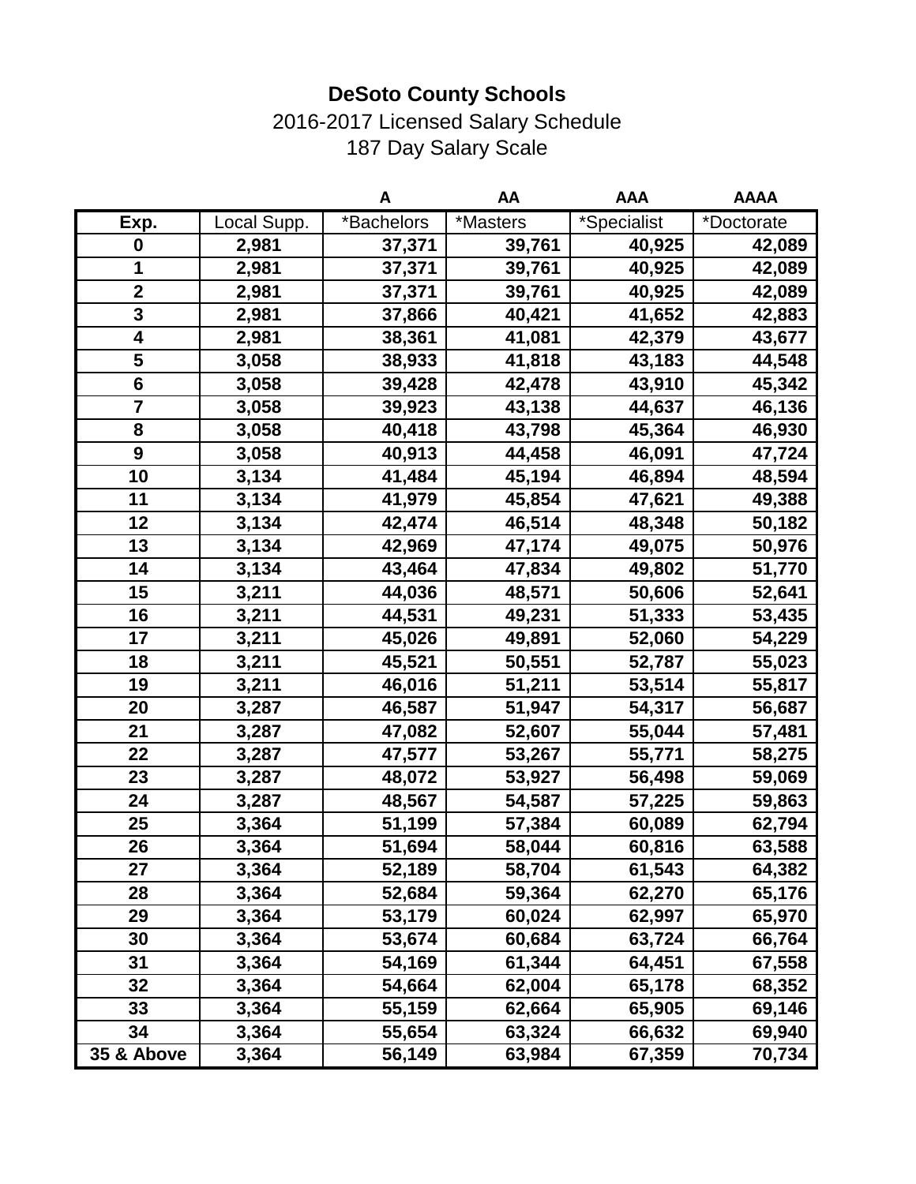**DeSoto County Schools**

2016-2017 Licensed Salary Schedule

187 Day Salary Scale

| | | A | AA | AAA | AAAA |
|---|---|---|---|---|---|
| **Exp.** | Local Supp. | *Bachelors | *Masters | *Specialist | *Doctorate |
| **0** | **2,981** | **37,371** | **39,761** | **40,925** | **42,089** |
| **1** | **2,981** | **37,371** | **39,761** | **40,925** | **42,089** |
| **2** | **2,981** | **37,371** | **39,761** | **40,925** | **42,089** |
| **3** | **2,981** | **37,866** | **40,421** | **41,652** | **42,883** |
| **4** | **2,981** | **38,361** | **41,081** | **42,379** | **43,677** |
| **5** | **3,058** | **38,933** | **41,818** | **43,183** | **44,548** |
| **6** | **3,058** | **39,428** | **42,478** | **43,910** | **45,342** |
| **7** | **3,058** | **39,923** | **43,138** | **44,637** | **46,136** |
| **8** | **3,058** | **40,418** | **43,798** | **45,364** | **46,930** |
| **9** | **3,058** | **40,913** | **44,458** | **46,091** | **47,724** |
| **10** | **3,134** | **41,484** | **45,194** | **46,894** | **48,594** |
| **11** | **3,134** | **41,979** | **45,854** | **47,621** | **49,388** |
| **12** | **3,134** | **42,474** | **46,514** | **48,348** | **50,182** |
| **13** | **3,134** | **42,969** | **47,174** | **49,075** | **50,976** |
| **14** | **3,134** | **43,464** | **47,834** | **49,802** | **51,770** |
| **15** | **3,211** | **44,036** | **48,571** | **50,606** | **52,641** |
| **16** | **3,211** | **44,531** | **49,231** | **51,333** | **53,435** |
| **17** | **3,211** | **45,026** | **49,891** | **52,060** | **54,229** |
| **18** | **3,211** | **45,521** | **50,551** | **52,787** | **55,023** |
| **19** | **3,211** | **46,016** | **51,211** | **53,514** | **55,817** |
| **20** | **3,287** | **46,587** | **51,947** | **54,317** | **56,687** |
| **21** | **3,287** | **47,082** | **52,607** | **55,044** | **57,481** |
| **22** | **3,287** | **47,577** | **53,267** | **55,771** | **58,275** |
| **23** | **3,287** | **48,072** | **53,927** | **56,498** | **59,069** |
| **24** | **3,287** | **48,567** | **54,587** | **57,225** | **59,863** |
| **25** | **3,364** | **51,199** | **57,384** | **60,089** | **62,794** |
| **26** | **3,364** | **51,694** | **58,044** | **60,816** | **63,588** |
| **27** | **3,364** | **52,189** | **58,704** | **61,543** | **64,382** |
| **28** | **3,364** | **52,684** | **59,364** | **62,270** | **65,176** |
| **29** | **3,364** | **53,179** | **60,024** | **62,997** | **65,970** |
| **30** | **3,364** | **53,674** | **60,684** | **63,724** | **66,764** |
| **31** | **3,364** | **54,169** | **61,344** | **64,451** | **67,558** |
| **32** | **3,364** | **54,664** | **62,004** | **65,178** | **68,352** |
| **33** | **3,364** | **55,159** | **62,664** | **65,905** | **69,146** |
| **34** | **3,364** | **55,654** | **63,324** | **66,632** | **69,940** |
| **35 & Above** | **3,364** | **56,149** | **63,984** | **67,359** | **70,734** |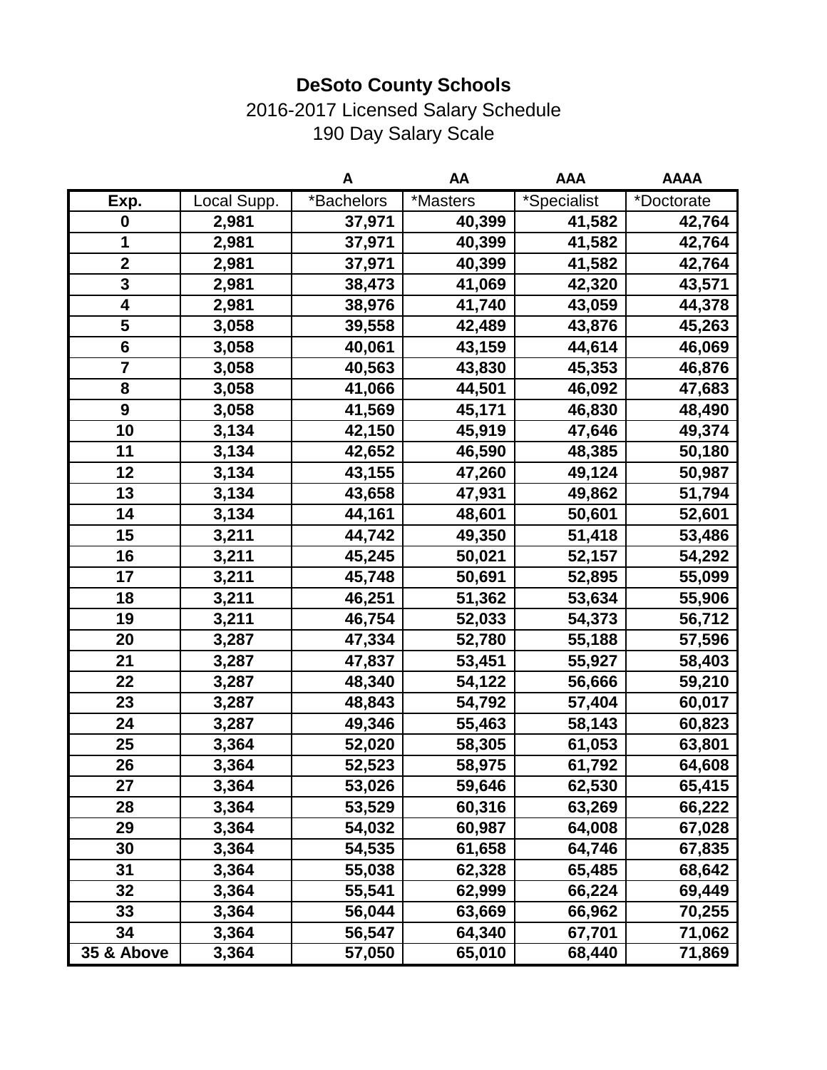**DeSoto County Schools**

2016-2017 Licensed Salary Schedule

190 Day Salary Scale

| | | A | AA | AAA | AAAA |
|---|---|---|---|---|---|
| **Exp.** | Local Supp. | *Bachelors | *Masters | *Specialist | *Doctorate |
| **0** | **2,981** | **37,971** | **40,399** | **41,582** | **42,764** |
| **1** | **2,981** | **37,971** | **40,399** | **41,582** | **42,764** |
| **2** | **2,981** | **37,971** | **40,399** | **41,582** | **42,764** |
| **3** | **2,981** | **38,473** | **41,069** | **42,320** | **43,571** |
| **4** | **2,981** | **38,976** | **41,740** | **43,059** | **44,378** |
| **5** | **3,058** | **39,558** | **42,489** | **43,876** | **45,263** |
| **6** | **3,058** | **40,061** | **43,159** | **44,614** | **46,069** |
| **7** | **3,058** | **40,563** | **43,830** | **45,353** | **46,876** |
| **8** | **3,058** | **41,066** | **44,501** | **46,092** | **47,683** |
| **9** | **3,058** | **41,569** | **45,171** | **46,830** | **48,490** |
| **10** | **3,134** | **42,150** | **45,919** | **47,646** | **49,374** |
| **11** | **3,134** | **42,652** | **46,590** | **48,385** | **50,180** |
| **12** | **3,134** | **43,155** | **47,260** | **49,124** | **50,987** |
| **13** | **3,134** | **43,658** | **47,931** | **49,862** | **51,794** |
| **14** | **3,134** | **44,161** | **48,601** | **50,601** | **52,601** |
| **15** | **3,211** | **44,742** | **49,350** | **51,418** | **53,486** |
| **16** | **3,211** | **45,245** | **50,021** | **52,157** | **54,292** |
| **17** | **3,211** | **45,748** | **50,691** | **52,895** | **55,099** |
| **18** | **3,211** | **46,251** | **51,362** | **53,634** | **55,906** |
| **19** | **3,211** | **46,754** | **52,033** | **54,373** | **56,712** |
| **20** | **3,287** | **47,334** | **52,780** | **55,188** | **57,596** |
| **21** | **3,287** | **47,837** | **53,451** | **55,927** | **58,403** |
| **22** | **3,287** | **48,340** | **54,122** | **56,666** | **59,210** |
| **23** | **3,287** | **48,843** | **54,792** | **57,404** | **60,017** |
| **24** | **3,287** | **49,346** | **55,463** | **58,143** | **60,823** |
| **25** | **3,364** | **52,020** | **58,305** | **61,053** | **63,801** |
| **26** | **3,364** | **52,523** | **58,975** | **61,792** | **64,608** |
| **27** | **3,364** | **53,026** | **59,646** | **62,530** | **65,415** |
| **28** | **3,364** | **53,529** | **60,316** | **63,269** | **66,222** |
| **29** | **3,364** | **54,032** | **60,987** | **64,008** | **67,028** |
| **30** | **3,364** | **54,535** | **61,658** | **64,746** | **67,835** |
| **31** | **3,364** | **55,038** | **62,328** | **65,485** | **68,642** |
| **32** | **3,364** | **55,541** | **62,999** | **66,224** | **69,449** |
| **33** | **3,364** | **56,044** | **63,669** | **66,962** | **70,255** |
| **34** | **3,364** | **56,547** | **64,340** | **67,701** | **71,062** |
| **35 & Above** | **3,364** | **57,050** | **65,010** | **68,440** | **71,869** |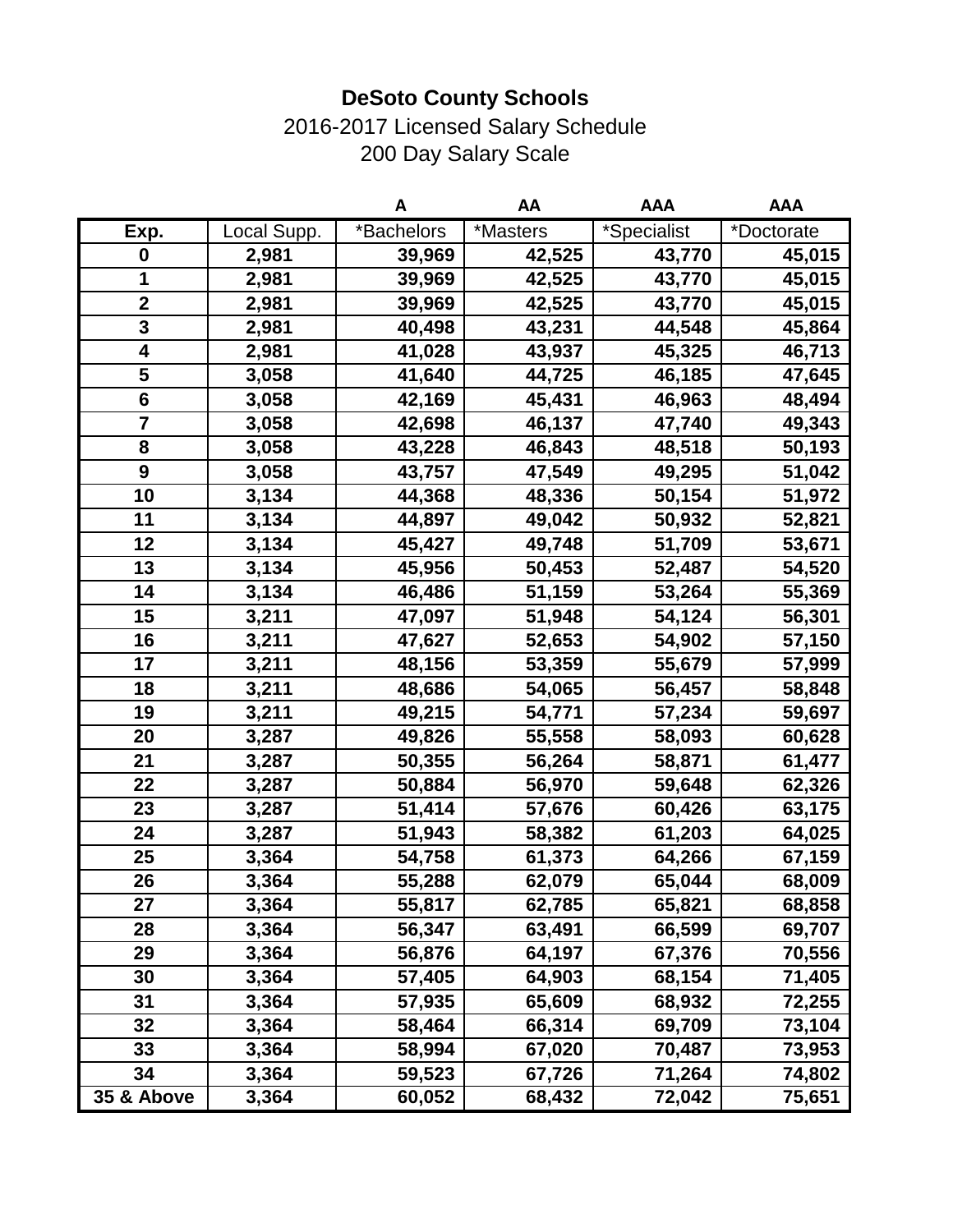**DeSoto County Schools**

2016-2017 Licensed Salary Schedule

200 Day Salary Scale

| | | A | AA | AAA | AAA |
|---|---|---|---|---|---|
| **Exp.** | Local Supp. | *Bachelors | *Masters | *Specialist | *Doctorate |
| **0** | **2,981** | **39,969** | **42,525** | **43,770** | **45,015** |
| **1** | **2,981** | **39,969** | **42,525** | **43,770** | **45,015** |
| **2** | **2,981** | **39,969** | **42,525** | **43,770** | **45,015** |
| **3** | **2,981** | **40,498** | **43,231** | **44,548** | **45,864** |
| **4** | **2,981** | **41,028** | **43,937** | **45,325** | **46,713** |
| **5** | **3,058** | **41,640** | **44,725** | **46,185** | **47,645** |
| **6** | **3,058** | **42,169** | **45,431** | **46,963** | **48,494** |
| **7** | **3,058** | **42,698** | **46,137** | **47,740** | **49,343** |
| **8** | **3,058** | **43,228** | **46,843** | **48,518** | **50,193** |
| **9** | **3,058** | **43,757** | **47,549** | **49,295** | **51,042** |
| **10** | **3,134** | **44,368** | **48,336** | **50,154** | **51,972** |
| **11** | **3,134** | **44,897** | **49,042** | **50,932** | **52,821** |
| **12** | **3,134** | **45,427** | **49,748** | **51,709** | **53,671** |
| **13** | **3,134** | **45,956** | **50,453** | **52,487** | **54,520** |
| **14** | **3,134** | **46,486** | **51,159** | **53,264** | **55,369** |
| **15** | **3,211** | **47,097** | **51,948** | **54,124** | **56,301** |
| **16** | **3,211** | **47,627** | **52,653** | **54,902** | **57,150** |
| **17** | **3,211** | **48,156** | **53,359** | **55,679** | **57,999** |
| **18** | **3,211** | **48,686** | **54,065** | **56,457** | **58,848** |
| **19** | **3,211** | **49,215** | **54,771** | **57,234** | **59,697** |
| **20** | **3,287** | **49,826** | **55,558** | **58,093** | **60,628** |
| **21** | **3,287** | **50,355** | **56,264** | **58,871** | **61,477** |
| **22** | **3,287** | **50,884** | **56,970** | **59,648** | **62,326** |
| **23** | **3,287** | **51,414** | **57,676** | **60,426** | **63,175** |
| **24** | **3,287** | **51,943** | **58,382** | **61,203** | **64,025** |
| **25** | **3,364** | **54,758** | **61,373** | **64,266** | **67,159** |
| **26** | **3,364** | **55,288** | **62,079** | **65,044** | **68,009** |
| **27** | **3,364** | **55,817** | **62,785** | **65,821** | **68,858** |
| **28** | **3,364** | **56,347** | **63,491** | **66,599** | **69,707** |
| **29** | **3,364** | **56,876** | **64,197** | **67,376** | **70,556** |
| **30** | **3,364** | **57,405** | **64,903** | **68,154** | **71,405** |
| **31** | **3,364** | **57,935** | **65,609** | **68,932** | **72,255** |
| **32** | **3,364** | **58,464** | **66,314** | **69,709** | **73,104** |
| **33** | **3,364** | **58,994** | **67,020** | **70,487** | **73,953** |
| **34** | **3,364** | **59,523** | **67,726** | **71,264** | **74,802** |
| **35 & Above** | **3,364** | **60,052** | **68,432** | **72,042** | **75,651** |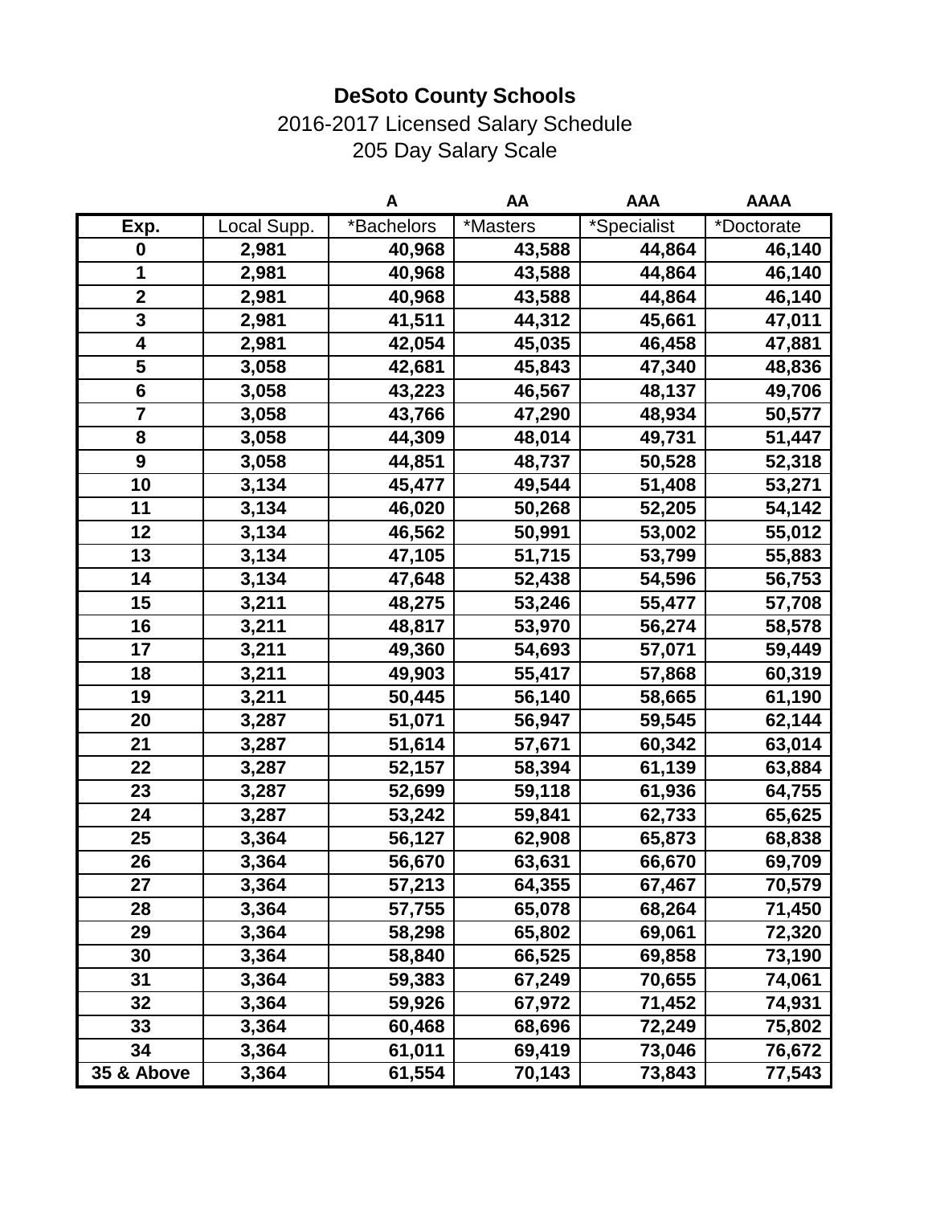**DeSoto County Schools**

2016-2017 Licensed Salary Schedule

205 Day Salary Scale

| | | A | AA | AAA | AAAA |
|---|---|---|---|---|---|
| **Exp.** | Local Supp. | *Bachelors | *Masters | *Specialist | *Doctorate |
| **0** | **2,981** | **40,968** | **43,588** | **44,864** | **46,140** |
| **1** | **2,981** | **40,968** | **43,588** | **44,864** | **46,140** |
| **2** | **2,981** | **40,968** | **43,588** | **44,864** | **46,140** |
| **3** | **2,981** | **41,511** | **44,312** | **45,661** | **47,011** |
| **4** | **2,981** | **42,054** | **45,035** | **46,458** | **47,881** |
| **5** | **3,058** | **42,681** | **45,843** | **47,340** | **48,836** |
| **6** | **3,058** | **43,223** | **46,567** | **48,137** | **49,706** |
| **7** | **3,058** | **43,766** | **47,290** | **48,934** | **50,577** |
| **8** | **3,058** | **44,309** | **48,014** | **49,731** | **51,447** |
| **9** | **3,058** | **44,851** | **48,737** | **50,528** | **52,318** |
| **10** | **3,134** | **45,477** | **49,544** | **51,408** | **53,271** |
| **11** | **3,134** | **46,020** | **50,268** | **52,205** | **54,142** |
| **12** | **3,134** | **46,562** | **50,991** | **53,002** | **55,012** |
| **13** | **3,134** | **47,105** | **51,715** | **53,799** | **55,883** |
| **14** | **3,134** | **47,648** | **52,438** | **54,596** | **56,753** |
| **15** | **3,211** | **48,275** | **53,246** | **55,477** | **57,708** |
| **16** | **3,211** | **48,817** | **53,970** | **56,274** | **58,578** |
| **17** | **3,211** | **49,360** | **54,693** | **57,071** | **59,449** |
| **18** | **3,211** | **49,903** | **55,417** | **57,868** | **60,319** |
| **19** | **3,211** | **50,445** | **56,140** | **58,665** | **61,190** |
| **20** | **3,287** | **51,071** | **56,947** | **59,545** | **62,144** |
| **21** | **3,287** | **51,614** | **57,671** | **60,342** | **63,014** |
| **22** | **3,287** | **52,157** | **58,394** | **61,139** | **63,884** |
| **23** | **3,287** | **52,699** | **59,118** | **61,936** | **64,755** |
| **24** | **3,287** | **53,242** | **59,841** | **62,733** | **65,625** |
| **25** | **3,364** | **56,127** | **62,908** | **65,873** | **68,838** |
| **26** | **3,364** | **56,670** | **63,631** | **66,670** | **69,709** |
| **27** | **3,364** | **57,213** | **64,355** | **67,467** | **70,579** |
| **28** | **3,364** | **57,755** | **65,078** | **68,264** | **71,450** |
| **29** | **3,364** | **58,298** | **65,802** | **69,061** | **72,320** |
| **30** | **3,364** | **58,840** | **66,525** | **69,858** | **73,190** |
| **31** | **3,364** | **59,383** | **67,249** | **70,655** | **74,061** |
| **32** | **3,364** | **59,926** | **67,972** | **71,452** | **74,931** |
| **33** | **3,364** | **60,468** | **68,696** | **72,249** | **75,802** |
| **34** | **3,364** | **61,011** | **69,419** | **73,046** | **76,672** |
| **35 & Above** | **3,364** | **61,554** | **70,143** | **73,843** | **77,543** |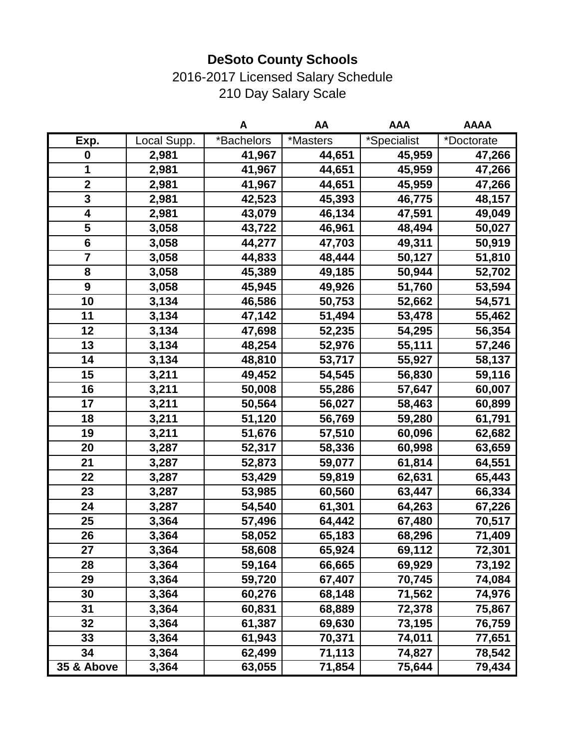# DeSoto County Schools

2016-2017 Licensed Salary Schedule

210 Day Salary Scale

| | | A | AA | AAA | AAAA |
|---|---|---|---|---|---|
| **Exp.** | Local Supp. | *Bachelors | *Masters | *Specialist | *Doctorate |
| **0** | **2,981** | **41,967** | **44,651** | **45,959** | **47,266** |
| **1** | **2,981** | **41,967** | **44,651** | **45,959** | **47,266** |
| **2** | **2,981** | **41,967** | **44,651** | **45,959** | **47,266** |
| **3** | **2,981** | **42,523** | **45,393** | **46,775** | **48,157** |
| **4** | **2,981** | **43,079** | **46,134** | **47,591** | **49,049** |
| **5** | **3,058** | **43,722** | **46,961** | **48,494** | **50,027** |
| **6** | **3,058** | **44,277** | **47,703** | **49,311** | **50,919** |
| **7** | **3,058** | **44,833** | **48,444** | **50,127** | **51,810** |
| **8** | **3,058** | **45,389** | **49,185** | **50,944** | **52,702** |
| **9** | **3,058** | **45,945** | **49,926** | **51,760** | **53,594** |
| **10** | **3,134** | **46,586** | **50,753** | **52,662** | **54,571** |
| **11** | **3,134** | **47,142** | **51,494** | **53,478** | **55,462** |
| **12** | **3,134** | **47,698** | **52,235** | **54,295** | **56,354** |
| **13** | **3,134** | **48,254** | **52,976** | **55,111** | **57,246** |
| **14** | **3,134** | **48,810** | **53,717** | **55,927** | **58,137** |
| **15** | **3,211** | **49,452** | **54,545** | **56,830** | **59,116** |
| **16** | **3,211** | **50,008** | **55,286** | **57,647** | **60,007** |
| **17** | **3,211** | **50,564** | **56,027** | **58,463** | **60,899** |
| **18** | **3,211** | **51,120** | **56,769** | **59,280** | **61,791** |
| **19** | **3,211** | **51,676** | **57,510** | **60,096** | **62,682** |
| **20** | **3,287** | **52,317** | **58,336** | **60,998** | **63,659** |
| **21** | **3,287** | **52,873** | **59,077** | **61,814** | **64,551** |
| **22** | **3,287** | **53,429** | **59,819** | **62,631** | **65,443** |
| **23** | **3,287** | **53,985** | **60,560** | **63,447** | **66,334** |
| **24** | **3,287** | **54,540** | **61,301** | **64,263** | **67,226** |
| **25** | **3,364** | **57,496** | **64,442** | **67,480** | **70,517** |
| **26** | **3,364** | **58,052** | **65,183** | **68,296** | **71,409** |
| **27** | **3,364** | **58,608** | **65,924** | **69,112** | **72,301** |
| **28** | **3,364** | **59,164** | **66,665** | **69,929** | **73,192** |
| **29** | **3,364** | **59,720** | **67,407** | **70,745** | **74,084** |
| **30** | **3,364** | **60,276** | **68,148** | **71,562** | **74,976** |
| **31** | **3,364** | **60,831** | **68,889** | **72,378** | **75,867** |
| **32** | **3,364** | **61,387** | **69,630** | **73,195** | **76,759** |
| **33** | **3,364** | **61,943** | **70,371** | **74,011** | **77,651** |
| **34** | **3,364** | **62,499** | **71,113** | **74,827** | **78,542** |
| **35 & Above** | **3,364** | **63,055** | **71,854** | **75,644** | **79,434** |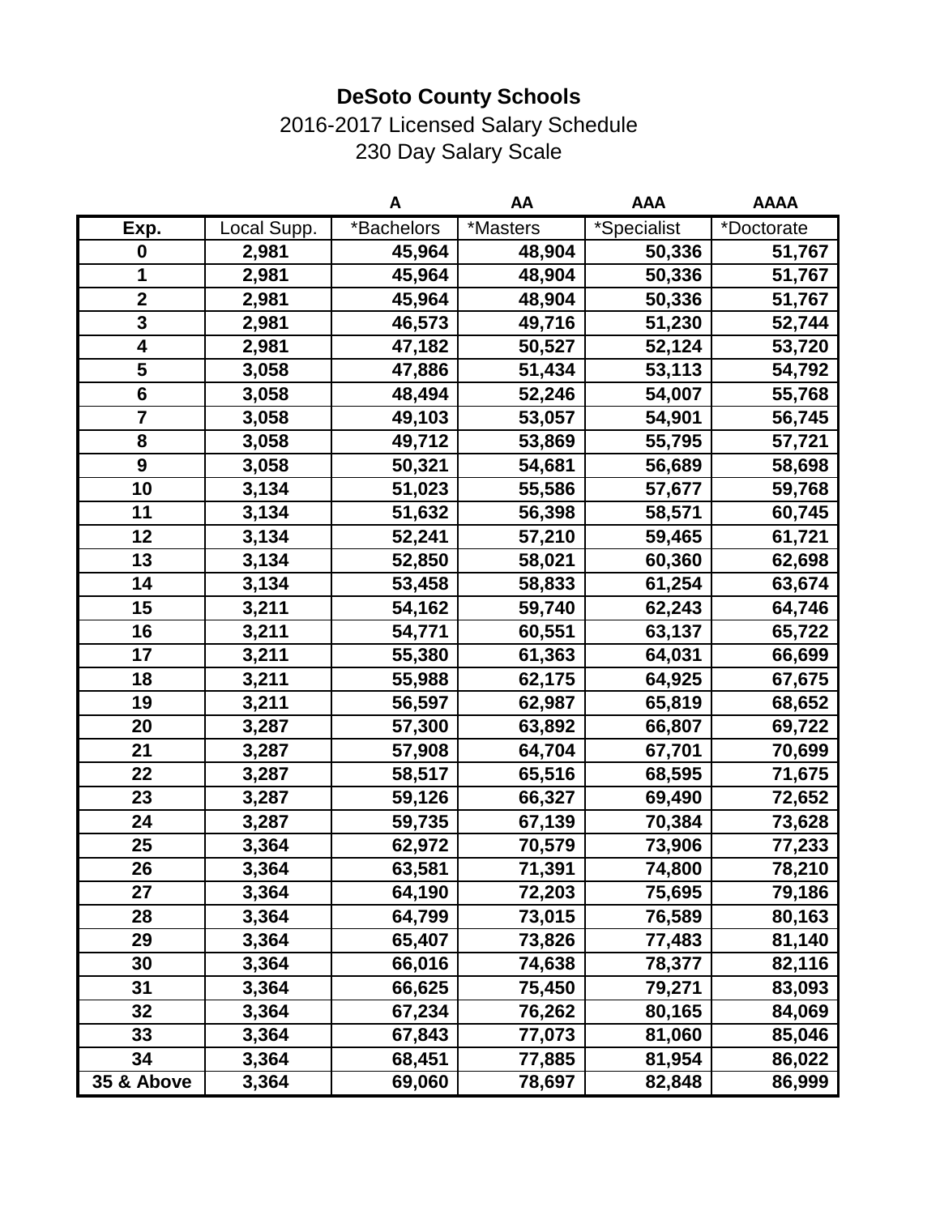**DeSoto County Schools**

2016-2017 Licensed Salary Schedule

230 Day Salary Scale

| | | A | AA | AAA | AAAA |
|---|---|---|---|---|---|
| **Exp.** | Local Supp. | *Bachelors | *Masters | *Specialist | *Doctorate |
| **0** | **2,981** | **45,964** | **48,904** | **50,336** | **51,767** |
| **1** | **2,981** | **45,964** | **48,904** | **50,336** | **51,767** |
| **2** | **2,981** | **45,964** | **48,904** | **50,336** | **51,767** |
| **3** | **2,981** | **46,573** | **49,716** | **51,230** | **52,744** |
| **4** | **2,981** | **47,182** | **50,527** | **52,124** | **53,720** |
| **5** | **3,058** | **47,886** | **51,434** | **53,113** | **54,792** |
| **6** | **3,058** | **48,494** | **52,246** | **54,007** | **55,768** |
| **7** | **3,058** | **49,103** | **53,057** | **54,901** | **56,745** |
| **8** | **3,058** | **49,712** | **53,869** | **55,795** | **57,721** |
| **9** | **3,058** | **50,321** | **54,681** | **56,689** | **58,698** |
| **10** | **3,134** | **51,023** | **55,586** | **57,677** | **59,768** |
| **11** | **3,134** | **51,632** | **56,398** | **58,571** | **60,745** |
| **12** | **3,134** | **52,241** | **57,210** | **59,465** | **61,721** |
| **13** | **3,134** | **52,850** | **58,021** | **60,360** | **62,698** |
| **14** | **3,134** | **53,458** | **58,833** | **61,254** | **63,674** |
| **15** | **3,211** | **54,162** | **59,740** | **62,243** | **64,746** |
| **16** | **3,211** | **54,771** | **60,551** | **63,137** | **65,722** |
| **17** | **3,211** | **55,380** | **61,363** | **64,031** | **66,699** |
| **18** | **3,211** | **55,988** | **62,175** | **64,925** | **67,675** |
| **19** | **3,211** | **56,597** | **62,987** | **65,819** | **68,652** |
| **20** | **3,287** | **57,300** | **63,892** | **66,807** | **69,722** |
| **21** | **3,287** | **57,908** | **64,704** | **67,701** | **70,699** |
| **22** | **3,287** | **58,517** | **65,516** | **68,595** | **71,675** |
| **23** | **3,287** | **59,126** | **66,327** | **69,490** | **72,652** |
| **24** | **3,287** | **59,735** | **67,139** | **70,384** | **73,628** |
| **25** | **3,364** | **62,972** | **70,579** | **73,906** | **77,233** |
| **26** | **3,364** | **63,581** | **71,391** | **74,800** | **78,210** |
| **27** | **3,364** | **64,190** | **72,203** | **75,695** | **79,186** |
| **28** | **3,364** | **64,799** | **73,015** | **76,589** | **80,163** |
| **29** | **3,364** | **65,407** | **73,826** | **77,483** | **81,140** |
| **30** | **3,364** | **66,016** | **74,638** | **78,377** | **82,116** |
| **31** | **3,364** | **66,625** | **75,450** | **79,271** | **83,093** |
| **32** | **3,364** | **67,234** | **76,262** | **80,165** | **84,069** |
| **33** | **3,364** | **67,843** | **77,073** | **81,060** | **85,046** |
| **34** | **3,364** | **68,451** | **77,885** | **81,954** | **86,022** |
| **35 & Above** | **3,364** | **69,060** | **78,697** | **82,848** | **86,999** |